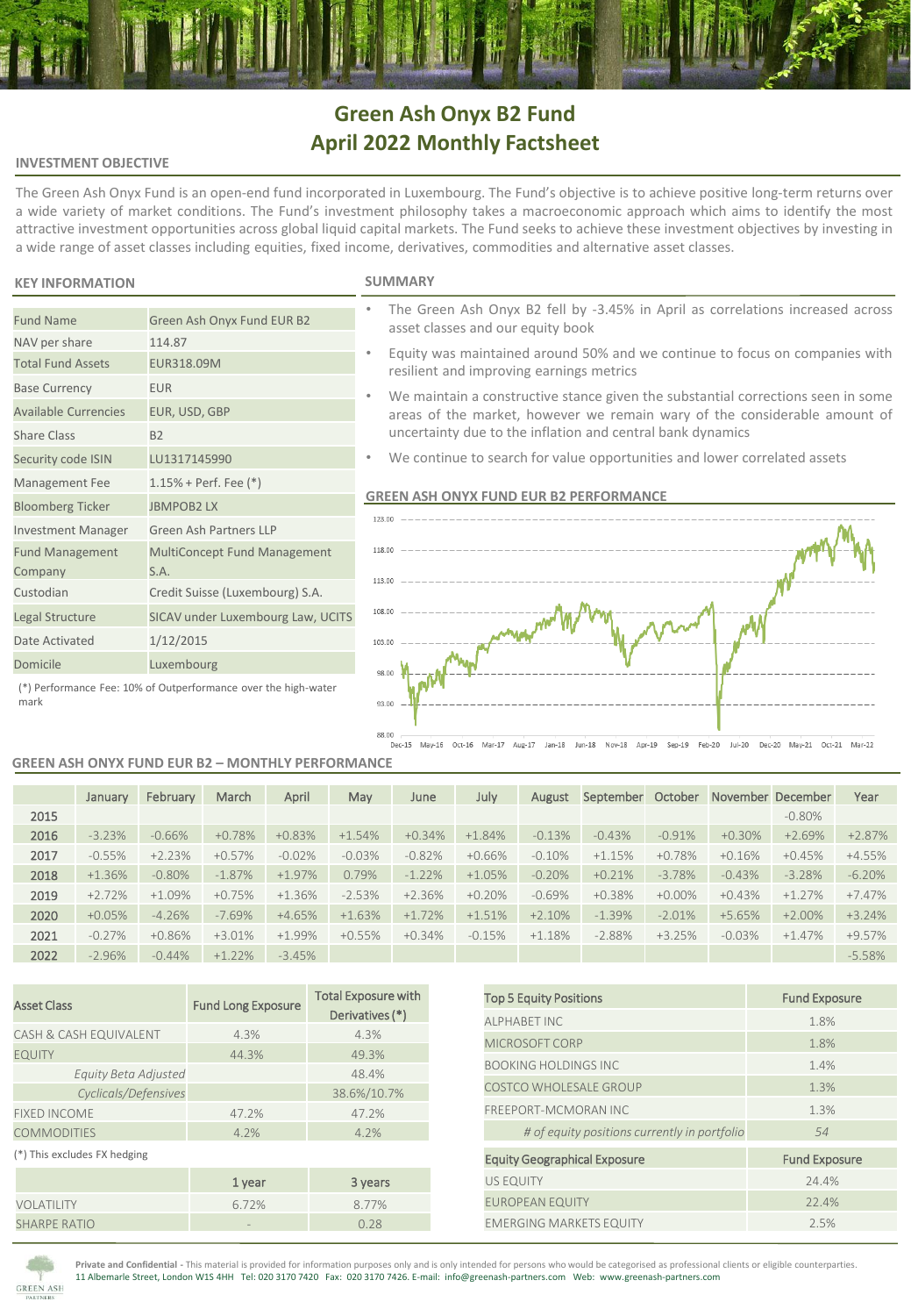# Green Ash Onyx B2 Fund
## April 2022 Monthly Factsheet

### INVESTMENT OBJECTIVE

The Green Ash Onyx Fund is an open-end fund incorporated in Luxembourg. The Fund's objective is to achieve positive long-term returns over a wide variety of market conditions. The Fund's investment philosophy takes a macroeconomic approach which aims to identify the most attractive investment opportunities across global liquid capital markets. The Fund seeks to achieve these investment objectives by investing in a wide range of asset classes including equities, fixed income, derivatives, commodities and alternative asset classes.

### KEY INFORMATION

| | |
|---|---|
| Fund Name | Green Ash Onyx Fund EUR B2 |
| NAV per share | 114.87 |
| Total Fund Assets | EUR318.09M |
| Base Currency | EUR |
| Available Currencies | EUR, USD, GBP |
| Share Class | B2 |
| Security code ISIN | LU1317145990 |
| Management Fee | 1.15% + Perf. Fee (*) |
| Bloomberg Ticker | JBMPOB2 LX |
| Investment Manager | Green Ash Partners LLP |
| Fund Management Company | MultiConcept Fund Management S.A. |
| Custodian | Credit Suisse (Luxembourg) S.A. |
| Legal Structure | SICAV under Luxembourg Law, UCITS |
| Date Activated | 1/12/2015 |
| Domicile | Luxembourg |

(*) Performance Fee: 10% of Outperformance over the high-water mark

### SUMMARY

- The Green Ash Onyx B2 fell by -3.45% in April as correlations increased across asset classes and our equity book
- Equity was maintained around 50% and we continue to focus on companies with resilient and improving earnings metrics
- We maintain a constructive stance given the substantial corrections seen in some areas of the market, however we remain wary of the considerable amount of uncertainty due to the inflation and central bank dynamics
- We continue to search for value opportunities and lower correlated assets

### GREEN ASH ONYX FUND EUR B2 PERFORMANCE

### GREEN ASH ONYX FUND EUR B2 – MONTHLY PERFORMANCE

| | January | February | March | April | May | June | July | August | September | October | November | December | Year |
|---|---|---|---|---|---|---|---|---|---|---|---|---|---|
| 2015 | | | | | | | | | | | | -0.80% | |
| 2016 | -3.23% | -0.66% | +0.78% | +0.83% | +1.54% | +0.34% | +1.84% | -0.13% | -0.43% | -0.91% | +0.30% | +2.69% | +2.87% |
| 2017 | -0.55% | +2.23% | +0.57% | -0.02% | -0.03% | -0.82% | +0.66% | -0.10% | +1.15% | +0.78% | +0.16% | +0.45% | +4.55% |
| 2018 | +1.36% | -0.80% | -1.87% | +1.97% | 0.79% | -1.22% | +1.05% | -0.20% | +0.21% | -3.78% | -0.43% | -3.28% | -6.20% |
| 2019 | +2.72% | +1.09% | +0.75% | +1.36% | -2.53% | +2.36% | +0.20% | -0.69% | +0.38% | +0.00% | +0.43% | +1.27% | +7.47% |
| 2020 | +0.05% | -4.26% | -7.69% | +4.65% | +1.63% | +1.72% | +1.51% | +2.10% | -1.39% | -2.01% | +5.65% | +2.00% | +3.24% |
| 2021 | -0.27% | +0.86% | +3.01% | +1.99% | +0.55% | +0.34% | -0.15% | +1.18% | -2.88% | +3.25% | -0.03% | +1.47% | +9.57% |
| 2022 | -2.96% | -0.44% | +1.22% | -3.45% | | | | | | | | | -5.58% |

| Asset Class | Fund Long Exposure | Total Exposure with Derivatives (*) |
|---|---|---|
| CASH & CASH EQUIVALENT | 4.3% | 4.3% |
| EQUITY | 44.3% | 49.3% |
| *Equity Beta Adjusted* | | 48.4% |
| *Cyclicals/Defensives* | | 38.6%/10.7% |
| FIXED INCOME | 47.2% | 47.2% |
| COMMODITIES | 4.2% | 4.2% |

(*) This excludes FX hedging

| | 1 year | 3 years |
|---|---|---|
| VOLATILITY | 6.72% | 8.77% |
| SHARPE RATIO | - | 0.28 |

| Top 5 Equity Positions | Fund Exposure |
|---|---|
| ALPHABET INC | 1.8% |
| MICROSOFT CORP | 1.8% |
| BOOKING HOLDINGS INC | 1.4% |
| COSTCO WHOLESALE GROUP | 1.3% |
| FREEPORT-MCMORAN INC | 1.3% |
| *# of equity positions currently in portfolio* | *54* |

| Equity Geographical Exposure | Fund Exposure |
|---|---|
| US EQUITY | 24.4% |
| EUROPEAN EQUITY | 22.4% |
| EMERGING MARKETS EQUITY | 2.5% |

**Private and Confidential** - This material is provided for information purposes only and is only intended for persons who would be categorised as professional clients or eligible counterparties.
11 Albemarle Street, London W1S 4HH Tel: 020 3170 7420 Fax: 020 3170 7426. E-mail: info@greenash-partners.com Web: www.greenash-partners.com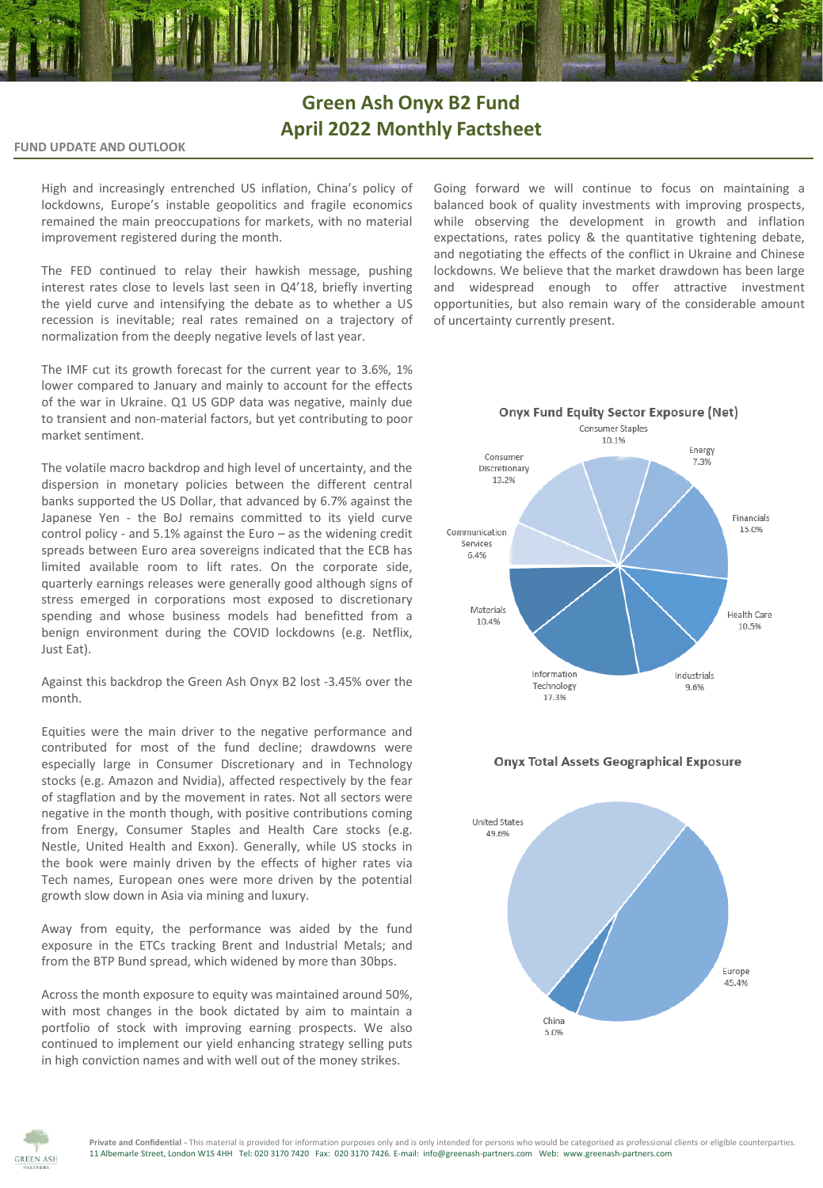# Green Ash Onyx B2 Fund
## April 2022 Monthly Factsheet

### FUND UPDATE AND OUTLOOK

High and increasingly entrenched US inflation, China's policy of lockdowns, Europe's instable geopolitics and fragile economics remained the main preoccupations for markets, with no material improvement registered during the month.

The FED continued to relay their hawkish message, pushing interest rates close to levels last seen in Q4'18, briefly inverting the yield curve and intensifying the debate as to whether a US recession is inevitable; real rates remained on a trajectory of normalization from the deeply negative levels of last year.

The IMF cut its growth forecast for the current year to 3.6%, 1% lower compared to January and mainly to account for the effects of the war in Ukraine. Q1 US GDP data was negative, mainly due to transient and non-material factors, but yet contributing to poor market sentiment.

The volatile macro backdrop and high level of uncertainty, and the dispersion in monetary policies between the different central banks supported the US Dollar, that advanced by 6.7% against the Japanese Yen - the BoJ remains committed to its yield curve control policy - and 5.1% against the Euro – as the widening credit spreads between Euro area sovereigns indicated that the ECB has limited available room to lift rates. On the corporate side, quarterly earnings releases were generally good although signs of stress emerged in corporations most exposed to discretionary spending and whose business models had benefitted from a benign environment during the COVID lockdowns (e.g. Netflix, Just Eat).

Against this backdrop the Green Ash Onyx B2 lost -3.45% over the month.

Equities were the main driver to the negative performance and contributed for most of the fund decline; drawdowns were especially large in Consumer Discretionary and in Technology stocks (e.g. Amazon and Nvidia), affected respectively by the fear of stagflation and by the movement in rates. Not all sectors were negative in the month though, with positive contributions coming from Energy, Consumer Staples and Health Care stocks (e.g. Nestle, United Health and Exxon). Generally, while US stocks in the book were mainly driven by the effects of higher rates via Tech names, European ones were more driven by the potential growth slow down in Asia via mining and luxury.

Away from equity, the performance was aided by the fund exposure in the ETCs tracking Brent and Industrial Metals; and from the BTP Bund spread, which widened by more than 30bps.

Across the month exposure to equity was maintained around 50%, with most changes in the book dictated by aim to maintain a portfolio of stock with improving earning prospects. We also continued to implement our yield enhancing strategy selling puts in high conviction names and with well out of the money strikes.

Going forward we will continue to focus on maintaining a balanced book of quality investments with improving prospects, while observing the development in growth and inflation expectations, rates policy & the quantitative tightening debate, and negotiating the effects of the conflict in Ukraine and Chinese lockdowns. We believe that the market drawdown has been large and widespread enough to offer attractive investment opportunities, but also remain wary of the considerable amount of uncertainty currently present.

**Onyx Fund Equity Sector Exposure (Net)**

| Sector | Exposure |
|---|---|
| Consumer Staples | 10.1% |
| Energy | 7.3% |
| Financials | 15.0% |
| Health Care | 10.5% |
| Industrials | 9.6% |
| Information Technology | 17.3% |
| Materials | 10.4% |
| Communication Services | 6.4% |
| Consumer Discretionary | 13.2% |

**Onyx Total Assets Geographical Exposure**

| Region | Exposure |
|---|---|
| United States | 49.6% |
| Europe | 45.4% |
| China | 5.0% |

**Private and Confidential** - This material is provided for information purposes only and is only intended for persons who would be categorised as professional clients or eligible counterparties.
11 Albemarle Street, London W1S 4HH Tel: 020 3170 7420 Fax: 020 3170 7426. E-mail: info@greenash-partners.com Web: www.greenash-partners.com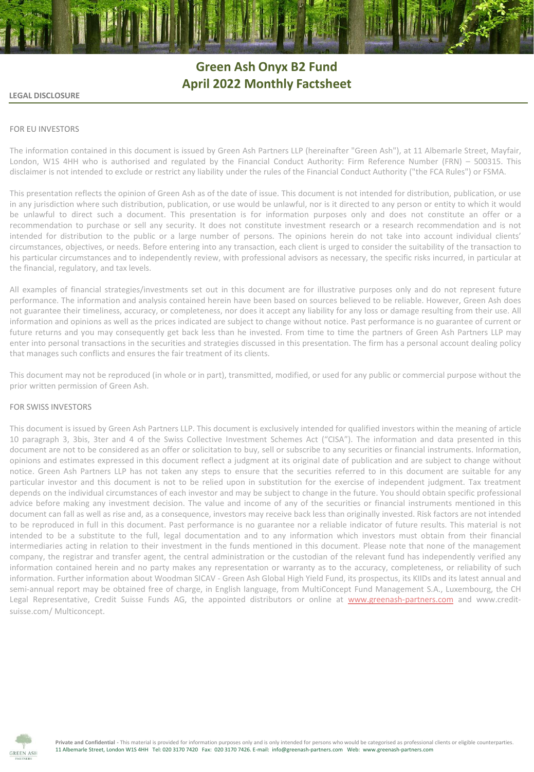# Green Ash Onyx B2 Fund
# April 2022 Monthly Factsheet

## LEGAL DISCLOSURE

FOR EU INVESTORS

The information contained in this document is issued by Green Ash Partners LLP (hereinafter "Green Ash"), at 11 Albemarle Street, Mayfair, London, W1S 4HH who is authorised and regulated by the Financial Conduct Authority: Firm Reference Number (FRN) – 500315. This disclaimer is not intended to exclude or restrict any liability under the rules of the Financial Conduct Authority ("the FCA Rules") or FSMA.

This presentation reflects the opinion of Green Ash as of the date of issue. This document is not intended for distribution, publication, or use in any jurisdiction where such distribution, publication, or use would be unlawful, nor is it directed to any person or entity to which it would be unlawful to direct such a document. This presentation is for information purposes only and does not constitute an offer or a recommendation to purchase or sell any security. It does not constitute investment research or a research recommendation and is not intended for distribution to the public or a large number of persons. The opinions herein do not take into account individual clients' circumstances, objectives, or needs. Before entering into any transaction, each client is urged to consider the suitability of the transaction to his particular circumstances and to independently review, with professional advisors as necessary, the specific risks incurred, in particular at the financial, regulatory, and tax levels.

All examples of financial strategies/investments set out in this document are for illustrative purposes only and do not represent future performance. The information and analysis contained herein have been based on sources believed to be reliable. However, Green Ash does not guarantee their timeliness, accuracy, or completeness, nor does it accept any liability for any loss or damage resulting from their use. All information and opinions as well as the prices indicated are subject to change without notice. Past performance is no guarantee of current or future returns and you may consequently get back less than he invested. From time to time the partners of Green Ash Partners LLP may enter into personal transactions in the securities and strategies discussed in this presentation. The firm has a personal account dealing policy that manages such conflicts and ensures the fair treatment of its clients.

This document may not be reproduced (in whole or in part), transmitted, modified, or used for any public or commercial purpose without the prior written permission of Green Ash.

FOR SWISS INVESTORS

This document is issued by Green Ash Partners LLP. This document is exclusively intended for qualified investors within the meaning of article 10 paragraph 3, 3bis, 3ter and 4 of the Swiss Collective Investment Schemes Act ("CISA"). The information and data presented in this document are not to be considered as an offer or solicitation to buy, sell or subscribe to any securities or financial instruments. Information, opinions and estimates expressed in this document reflect a judgment at its original date of publication and are subject to change without notice. Green Ash Partners LLP has not taken any steps to ensure that the securities referred to in this document are suitable for any particular investor and this document is not to be relied upon in substitution for the exercise of independent judgment. Tax treatment depends on the individual circumstances of each investor and may be subject to change in the future. You should obtain specific professional advice before making any investment decision. The value and income of any of the securities or financial instruments mentioned in this document can fall as well as rise and, as a consequence, investors may receive back less than originally invested. Risk factors are not intended to be reproduced in full in this document. Past performance is no guarantee nor a reliable indicator of future results. This material is not intended to be a substitute to the full, legal documentation and to any information which investors must obtain from their financial intermediaries acting in relation to their investment in the funds mentioned in this document. Please note that none of the management company, the registrar and transfer agent, the central administration or the custodian of the relevant fund has independently verified any information contained herein and no party makes any representation or warranty as to the accuracy, completeness, or reliability of such information. Further information about Woodman SICAV - Green Ash Global High Yield Fund, its prospectus, its KIIDs and its latest annual and semi-annual report may be obtained free of charge, in English language, from MultiConcept Fund Management S.A., Luxembourg, the CH Legal Representative, Credit Suisse Funds AG, the appointed distributors or online at www.greenash-partners.com and www.credit-suisse.com/ Multiconcept.

**Private and Confidential** - This material is provided for information purposes only and is only intended for persons who would be categorised as professional clients or eligible counterparties.
11 Albemarle Street, London W1S 4HH Tel: 020 3170 7420 Fax: 020 3170 7426. E-mail: info@greenash-partners.com Web: www.greenash-partners.com